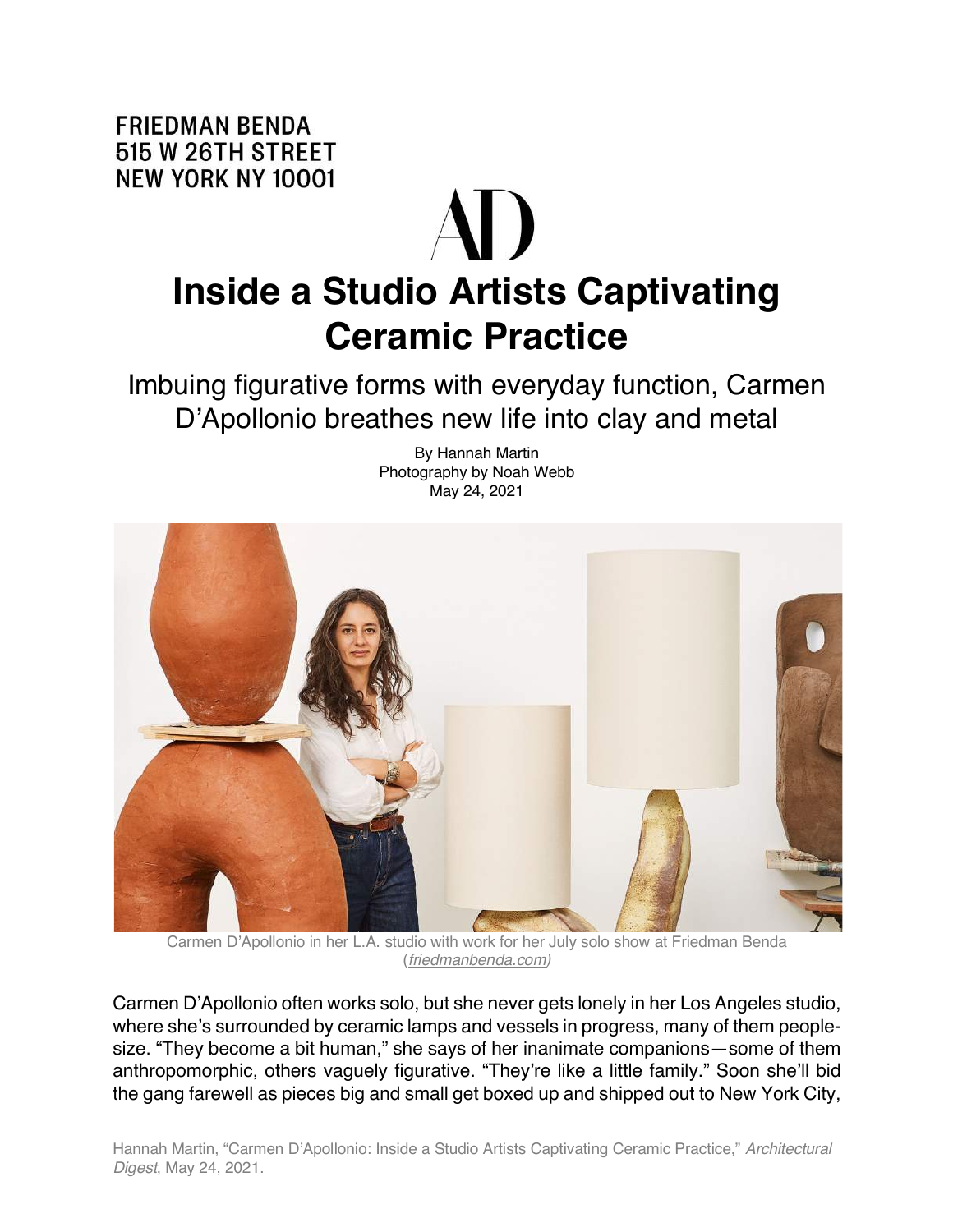FRIEDMAN BENDA
515 W 26TH STREET
NEW YORK NY 10001

AD

# Inside a Studio Artists Captivating Ceramic Practice

## Imbuing figurative forms with everyday function, Carmen D'Apollonio breathes new life into clay and metal

By Hannah Martin
Photography by Noah Webb
May 24, 2021

Carmen D'Apollonio in her L.A. studio with work for her July solo show at Friedman Benda (*friedmanbenda.com*)

Carmen D'Apollonio often works solo, but she never gets lonely in her Los Angeles studio, where she's surrounded by ceramic lamps and vessels in progress, many of them people-size. "They become a bit human," she says of her inanimate companions—some of them anthropomorphic, others vaguely figurative. "They're like a little family." Soon she'll bid the gang farewell as pieces big and small get boxed up and shipped out to New York City,

Hannah Martin, "Carmen D'Apollonio: Inside a Studio Artists Captivating Ceramic Practice," *Architectural Digest*, May 24, 2021.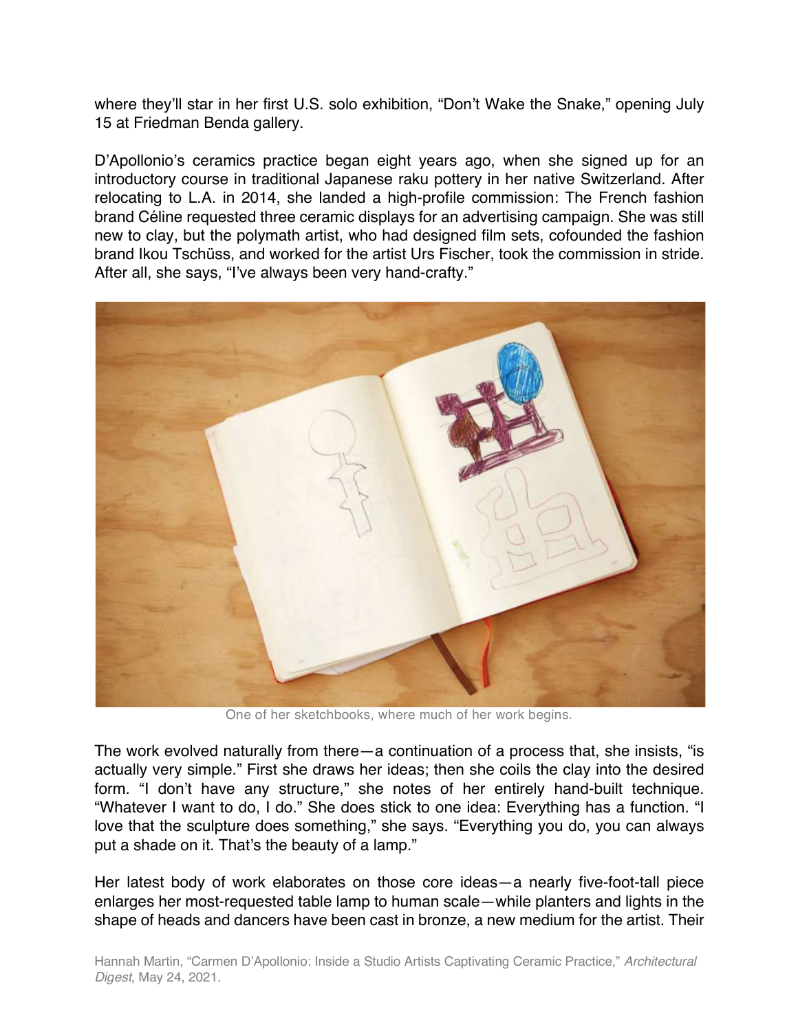where they'll star in her first U.S. solo exhibition, "Don't Wake the Snake," opening July 15 at Friedman Benda gallery.

D'Apollonio's ceramics practice began eight years ago, when she signed up for an introductory course in traditional Japanese raku pottery in her native Switzerland. After relocating to L.A. in 2014, she landed a high-profile commission: The French fashion brand Céline requested three ceramic displays for an advertising campaign. She was still new to clay, but the polymath artist, who had designed film sets, cofounded the fashion brand Ikou Tschüss, and worked for the artist Urs Fischer, took the commission in stride. After all, she says, "I've always been very hand-crafty."

One of her sketchbooks, where much of her work begins.

The work evolved naturally from there—a continuation of a process that, she insists, "is actually very simple." First she draws her ideas; then she coils the clay into the desired form. "I don't have any structure," she notes of her entirely hand-built technique. "Whatever I want to do, I do." She does stick to one idea: Everything has a function. "I love that the sculpture does something," she says. "Everything you do, you can always put a shade on it. That's the beauty of a lamp."

Her latest body of work elaborates on those core ideas—a nearly five-foot-tall piece enlarges her most-requested table lamp to human scale—while planters and lights in the shape of heads and dancers have been cast in bronze, a new medium for the artist. Their

Hannah Martin, "Carmen D'Apollonio: Inside a Studio Artists Captivating Ceramic Practice," *Architectural Digest*, May 24, 2021.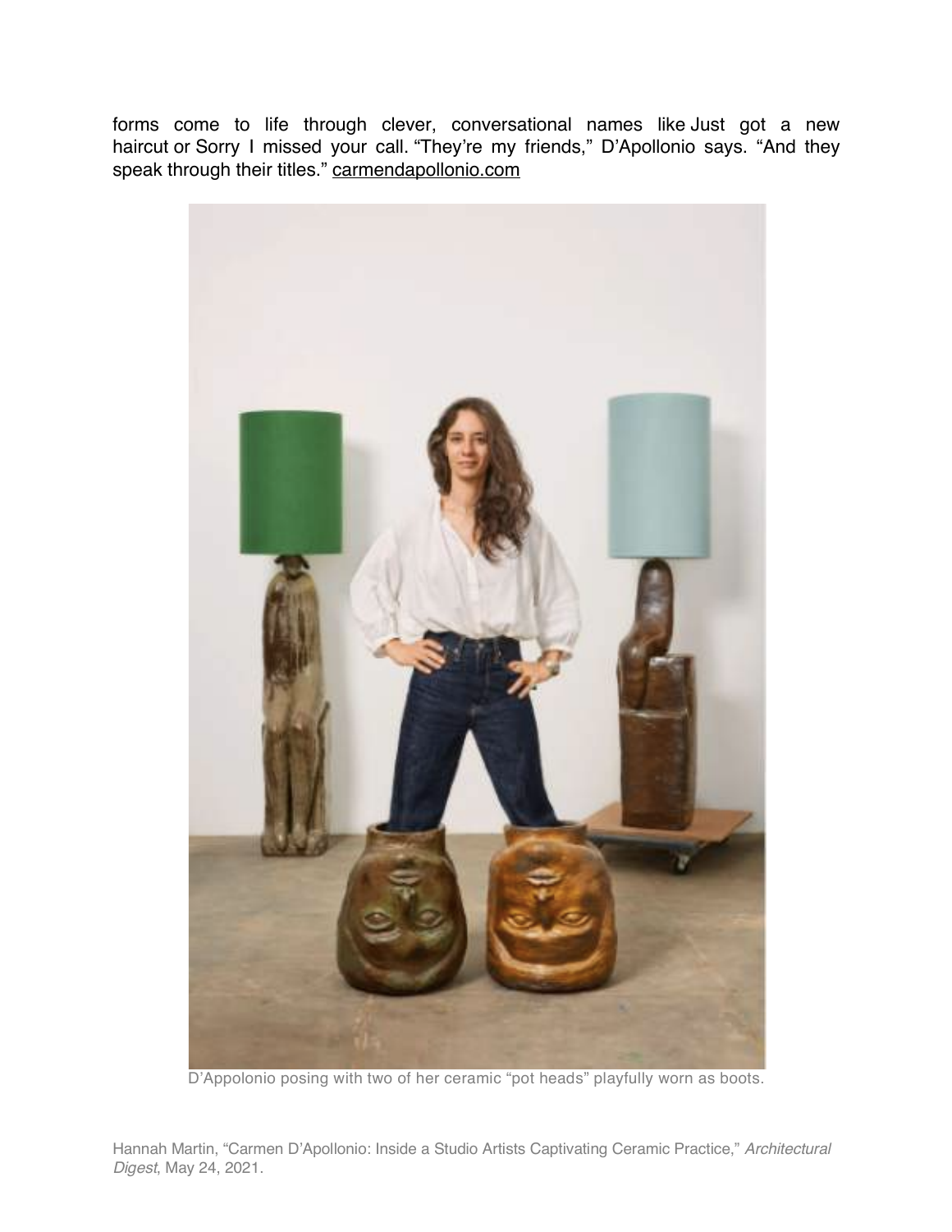forms come to life through clever, conversational names like Just got a new haircut or Sorry I missed your call. “They’re my friends,” D’Apollonio says. “And they speak through their titles.” carmendapollonio.com

D’Appolonio posing with two of her ceramic “pot heads” playfully worn as boots.

Hannah Martin, “Carmen D’Apollonio: Inside a Studio Artists Captivating Ceramic Practice,” *Architectural Digest*, May 24, 2021.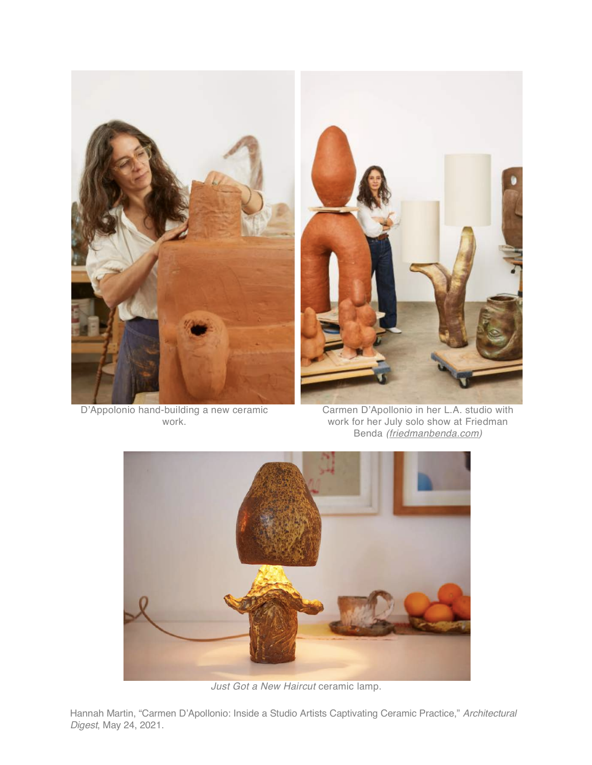D'Appolonio hand-building a new ceramic work.

Carmen D'Apollonio in her L.A. studio with work for her July solo show at Friedman Benda *(friedmanbenda.com)*

*Just Got a New Haircut* ceramic lamp.

Hannah Martin, "Carmen D'Apollonio: Inside a Studio Artists Captivating Ceramic Practice," *Architectural Digest*, May 24, 2021.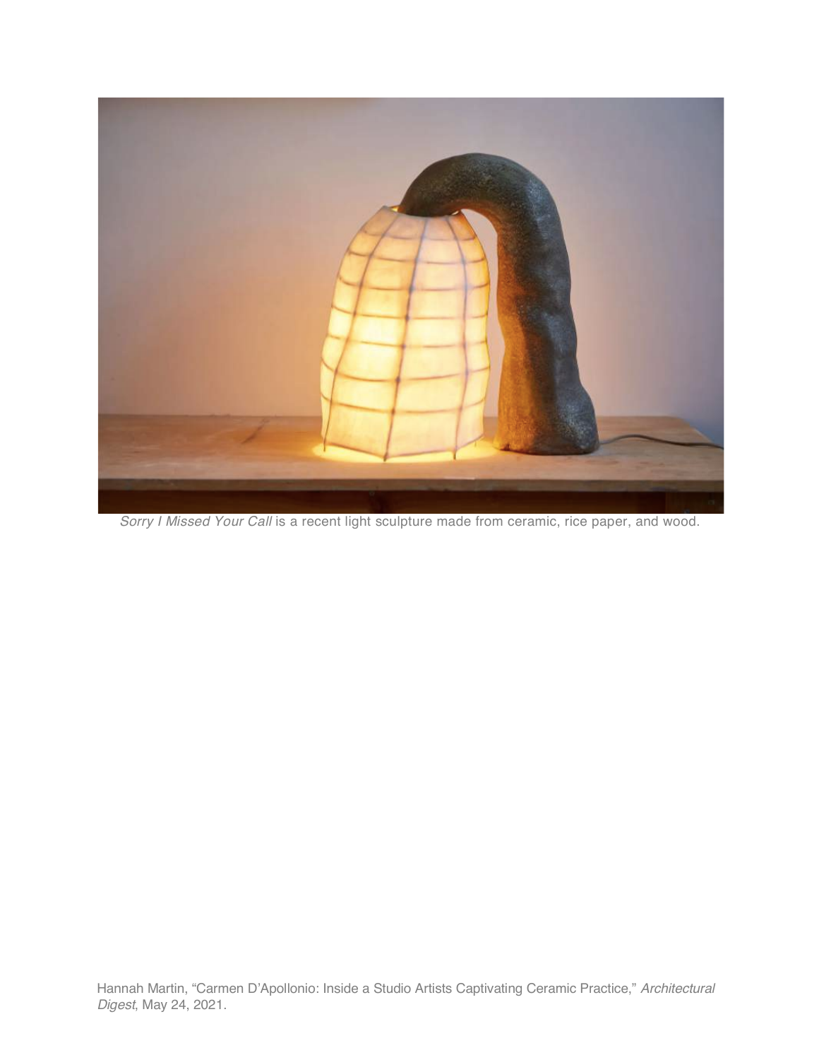*Sorry I Missed Your Call* is a recent light sculpture made from ceramic, rice paper, and wood.

Hannah Martin, "Carmen D'Apollonio: Inside a Studio Artists Captivating Ceramic Practice," *Architectural Digest*, May 24, 2021.